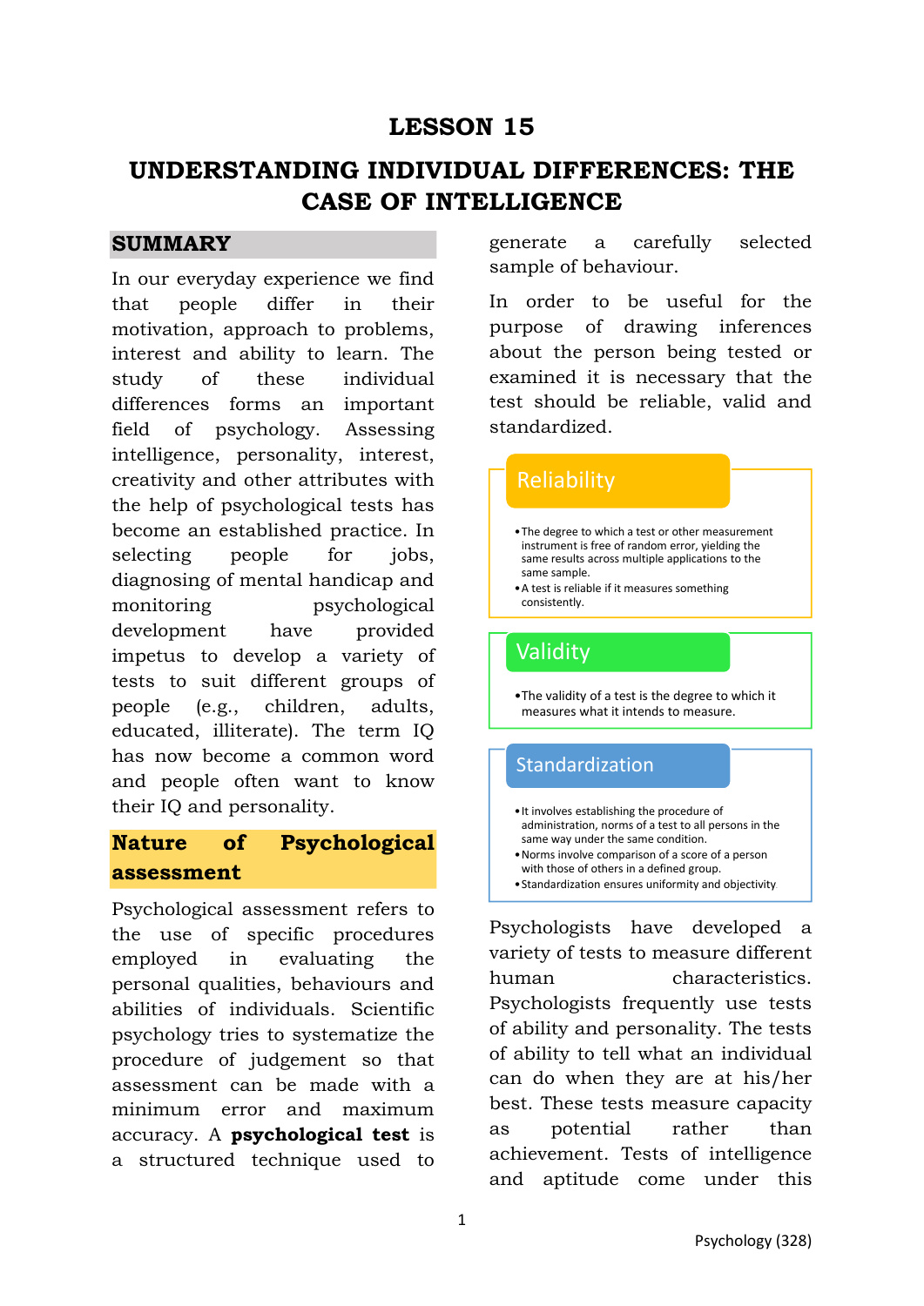# LESSON 15

# UNDERSTANDING INDIVIDUAL DIFFERENCES: THE CASE OF INTELLIGENCE

## SUMMARY

In our everyday experience we find that people differ in their motivation, approach to problems, interest and ability to learn. The study of these individual differences forms an important field of psychology. Assessing intelligence, personality, interest, creativity and other attributes with the help of psychological tests has become an established practice. In selecting people for jobs, diagnosing of mental handicap and monitoring psychological development have provided impetus to develop a variety of tests to suit different groups of people (e.g., children, adults, educated, illiterate). The term IQ has now become a common word and people often want to know their IQ and personality.

## Nature of Psychological assessment

Psychological assessment refers to the use of specific procedures employed in evaluating the personal qualities, behaviours and abilities of individuals. Scientific psychology tries to systematize the procedure of judgement so that assessment can be made with a minimum error and maximum accuracy. A **psychological test** is a structured technique used to generate a carefully selected sample of behaviour.

In order to be useful for the purpose of drawing inferences about the person being tested or examined it is necessary that the test should be reliable, valid and standardized.

**Reliability**

- The degree to which a test or other measurement instrument is free of random error, yielding the same results across multiple applications to the same sample.
- A test is reliable if it measures something consistently.

**Validity**

- The validity of a test is the degree to which it measures what it intends to measure.

**Standardization**

- It involves establishing the procedure of administration, norms of a test to all persons in the same way under the same condition.
- Norms involve comparison of a score of a person with those of others in a defined group.
- Standardization ensures uniformity and objectivity.

Psychologists have developed a variety of tests to measure different human characteristics. Psychologists frequently use tests of ability and personality. The tests of ability to tell what an individual can do when they are at his/her best. These tests measure capacity as potential rather than achievement. Tests of intelligence and aptitude come under this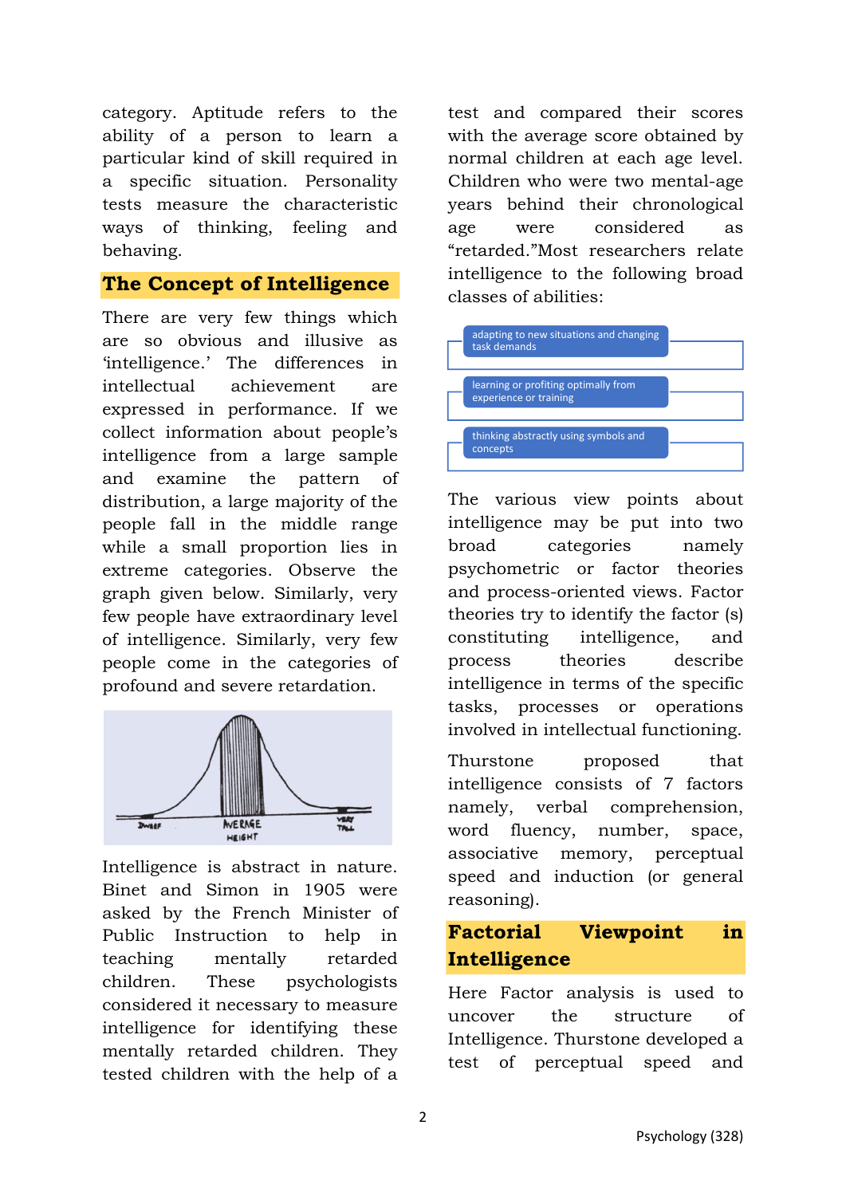category. Aptitude refers to the ability of a person to learn a particular kind of skill required in a specific situation. Personality tests measure the characteristic ways of thinking, feeling and behaving.

## The Concept of Intelligence

There are very few things which are so obvious and illusive as 'intelligence.' The differences in intellectual achievement are expressed in performance. If we collect information about people's intelligence from a large sample and examine the pattern of distribution, a large majority of the people fall in the middle range while a small proportion lies in extreme categories. Observe the graph given below. Similarly, very few people have extraordinary level of intelligence. Similarly, very few people come in the categories of profound and severe retardation.

Intelligence is abstract in nature. Binet and Simon in 1905 were asked by the French Minister of Public Instruction to help in teaching mentally retarded children. These psychologists considered it necessary to measure intelligence for identifying these mentally retarded children. They tested children with the help of a test and compared their scores with the average score obtained by normal children at each age level. Children who were two mental-age years behind their chronological age were considered as "retarded."Most researchers relate intelligence to the following broad classes of abilities:

- adapting to new situations and changing task demands
- learning or profiting optimally from experience or training
- thinking abstractly using symbols and concepts

The various view points about intelligence may be put into two broad categories namely psychometric or factor theories and process-oriented views. Factor theories try to identify the factor (s) constituting intelligence, and process theories describe intelligence in terms of the specific tasks, processes or operations involved in intellectual functioning.

Thurstone proposed that intelligence consists of 7 factors namely, verbal comprehension, word fluency, number, space, associative memory, perceptual speed and induction (or general reasoning).

## Factorial Viewpoint in Intelligence

Here Factor analysis is used to uncover the structure of Intelligence. Thurstone developed a test of perceptual speed and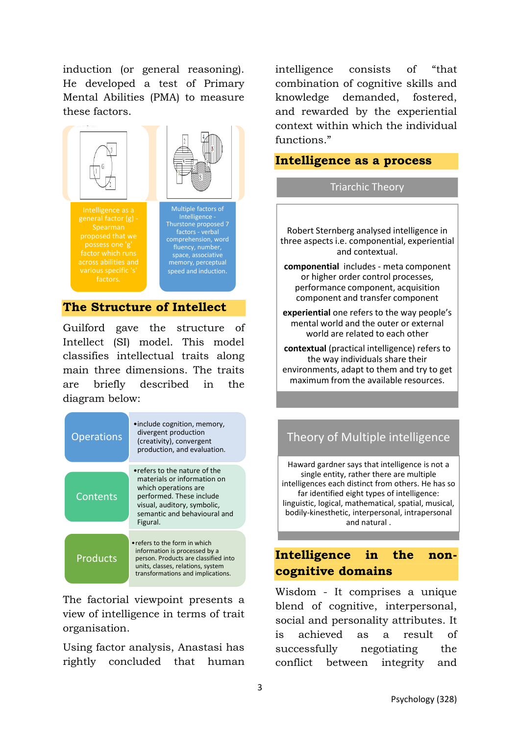induction (or general reasoning). He developed a test of Primary Mental Abilities (PMA) to measure these factors.

Intelligence as a general factor (g) - Spearman proposed that we possess one 'g' factor which runs across abilities and various specific 's' factors.

Multiple factors of Intelligence - Thurstone proposed 7 factors - verbal comprehension, word fluency, number, space, associative memory, perceptual speed and induction.

## The Structure of Intellect

Guilford gave the structure of Intellect (SI) model. This model classifies intellectual traits along main three dimensions. The traits are briefly described in the diagram below:

| | |
|---|---|
| Operations | include cognition, memory, divergent production (creativity), convergent production, and evaluation. |
| Contents | refers to the nature of the materials or information on which operations are performed. These include visual, auditory, symbolic, semantic and behavioural and Figural. |
| Products | refers to the form in which information is processed by a person. Products are classified into units, classes, relations, system transformations and implications. |

The factorial viewpoint presents a view of intelligence in terms of trait organisation.

Using factor analysis, Anastasi has rightly concluded that human intelligence consists of "that combination of cognitive skills and knowledge demanded, fostered, and rewarded by the experiential context within which the individual functions."

## Intelligence as a process

### Triarchic Theory

Robert Sternberg analysed intelligence in three aspects i.e. componential, experiential and contextual.

**componential** includes - meta component or higher order control processes, performance component, acquisition component and transfer component

**experiential** one refers to the way people's mental world and the outer or external world are related to each other

**contextual** (practical intelligence) refers to the way individuals share their environments, adapt to them and try to get maximum from the available resources.

### Theory of Multiple intelligence

Haward gardner says that intelligence is not a single entity, rather there are multiple intelligences each distinct from others. He has so far identified eight types of intelligence: linguistic, logical, mathematical, spatial, musical, bodily-kinesthetic, interpersonal, intrapersonal and natural .

## Intelligence in the non-cognitive domains

Wisdom - It comprises a unique blend of cognitive, interpersonal, social and personality attributes. It is achieved as a result of successfully negotiating the conflict between integrity and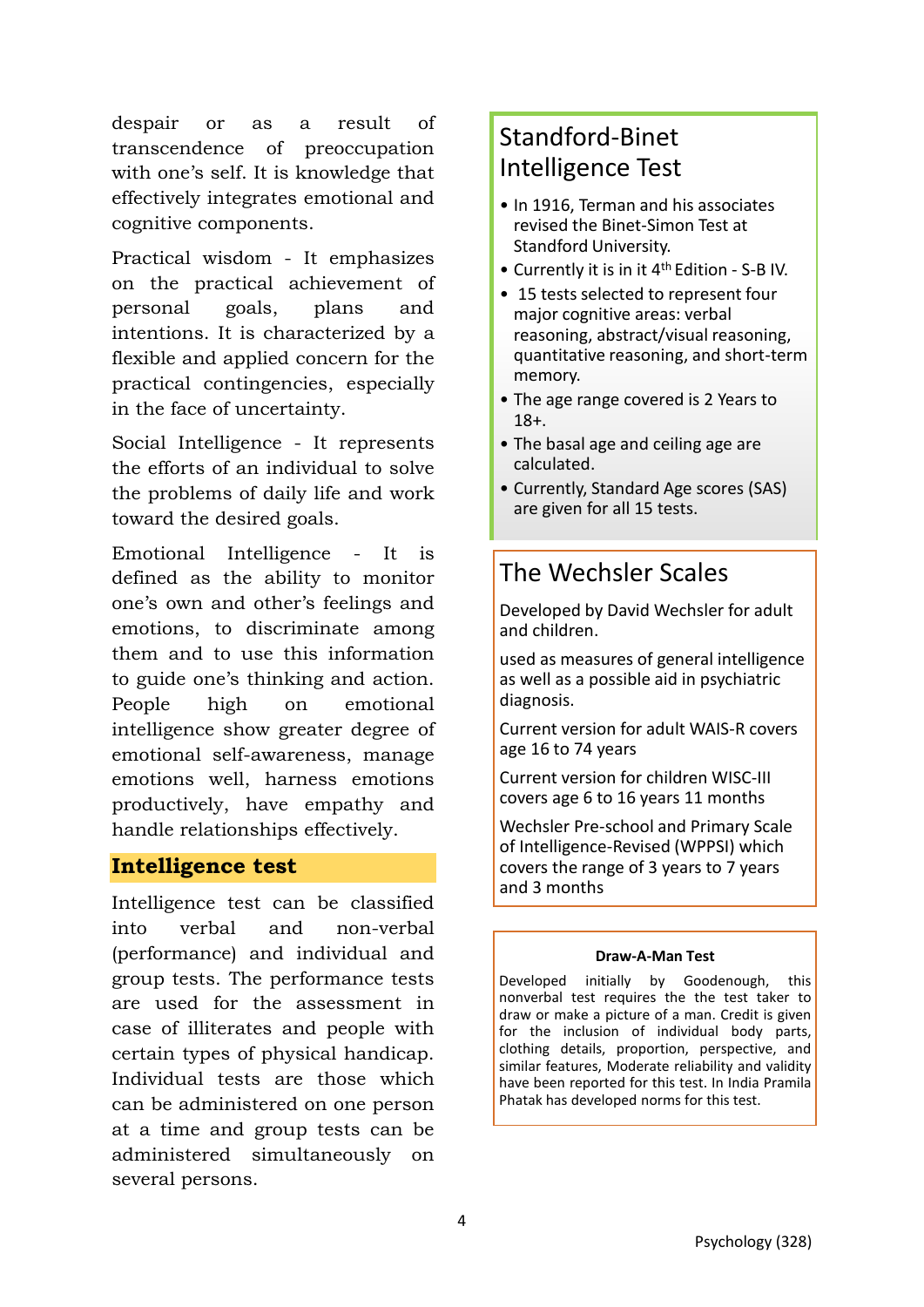despair or as a result of transcendence of preoccupation with one's self. It is knowledge that effectively integrates emotional and cognitive components.

Practical wisdom - It emphasizes on the practical achievement of personal goals, plans and intentions. It is characterized by a flexible and applied concern for the practical contingencies, especially in the face of uncertainty.

Social Intelligence - It represents the efforts of an individual to solve the problems of daily life and work toward the desired goals.

Emotional Intelligence - It is defined as the ability to monitor one's own and other's feelings and emotions, to discriminate among them and to use this information to guide one's thinking and action. People high on emotional intelligence show greater degree of emotional self-awareness, manage emotions well, harness emotions productively, have empathy and handle relationships effectively.

## Intelligence test

Intelligence test can be classified into verbal and non-verbal (performance) and individual and group tests. The performance tests are used for the assessment in case of illiterates and people with certain types of physical handicap. Individual tests are those which can be administered on one person at a time and group tests can be administered simultaneously on several persons.

### Standford-Binet Intelligence Test

- In 1916, Terman and his associates revised the Binet-Simon Test at Standford University.
- Currently it is in it 4th Edition - S-B IV.
- 15 tests selected to represent four major cognitive areas: verbal reasoning, abstract/visual reasoning, quantitative reasoning, and short-term memory.
- The age range covered is 2 Years to 18+.
- The basal age and ceiling age are calculated.
- Currently, Standard Age scores (SAS) are given for all 15 tests.

### The Wechsler Scales

Developed by David Wechsler for adult and children.

used as measures of general intelligence as well as a possible aid in psychiatric diagnosis.

Current version for adult WAIS-R covers age 16 to 74 years

Current version for children WISC-III covers age 6 to 16 years 11 months

Wechsler Pre-school and Primary Scale of Intelligence-Revised (WPPSI) which covers the range of 3 years to 7 years and 3 months

### Draw-A-Man Test

Developed initially by Goodenough, this nonverbal test requires the the test taker to draw or make a picture of a man. Credit is given for the inclusion of individual body parts, clothing details, proportion, perspective, and similar features, Moderate reliability and validity have been reported for this test. In India Pramila Phatak has developed norms for this test.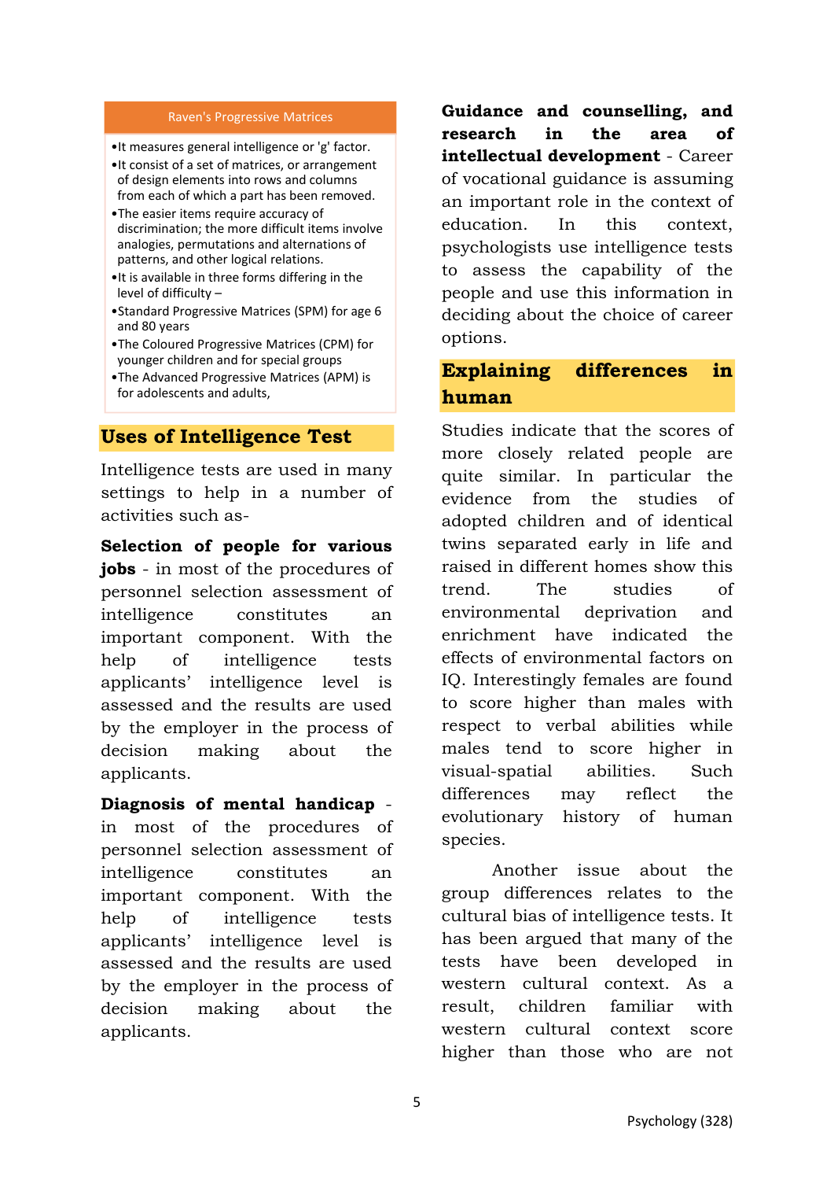**Raven's Progressive Matrices**

- It measures general intelligence or 'g' factor.
- It consist of a set of matrices, or arrangement of design elements into rows and columns from each of which a part has been removed.
- The easier items require accuracy of discrimination; the more difficult items involve analogies, permutations and alternations of patterns, and other logical relations.
- It is available in three forms differing in the level of difficulty –
- Standard Progressive Matrices (SPM) for age 6 and 80 years
- The Coloured Progressive Matrices (CPM) for younger children and for special groups
- The Advanced Progressive Matrices (APM) is for adolescents and adults,

## Uses of Intelligence Test

Intelligence tests are used in many settings to help in a number of activities such as-

**Selection of people for various jobs** - in most of the procedures of personnel selection assessment of intelligence constitutes an important component. With the help of intelligence tests applicants' intelligence level is assessed and the results are used by the employer in the process of decision making about the applicants.

**Diagnosis of mental handicap** - in most of the procedures of personnel selection assessment of intelligence constitutes an important component. With the help of intelligence tests applicants' intelligence level is assessed and the results are used by the employer in the process of decision making about the applicants.

**Guidance and counselling, and research in the area of intellectual development** - Career of vocational guidance is assuming an important role in the context of education. In this context, psychologists use intelligence tests to assess the capability of the people and use this information in deciding about the choice of career options.

## Explaining differences in human

Studies indicate that the scores of more closely related people are quite similar. In particular the evidence from the studies of adopted children and of identical twins separated early in life and raised in different homes show this trend. The studies of environmental deprivation and enrichment have indicated the effects of environmental factors on IQ. Interestingly females are found to score higher than males with respect to verbal abilities while males tend to score higher in visual-spatial abilities. Such differences may reflect the evolutionary history of human species.

Another issue about the group differences relates to the cultural bias of intelligence tests. It has been argued that many of the tests have been developed in western cultural context. As a result, children familiar with western cultural context score higher than those who are not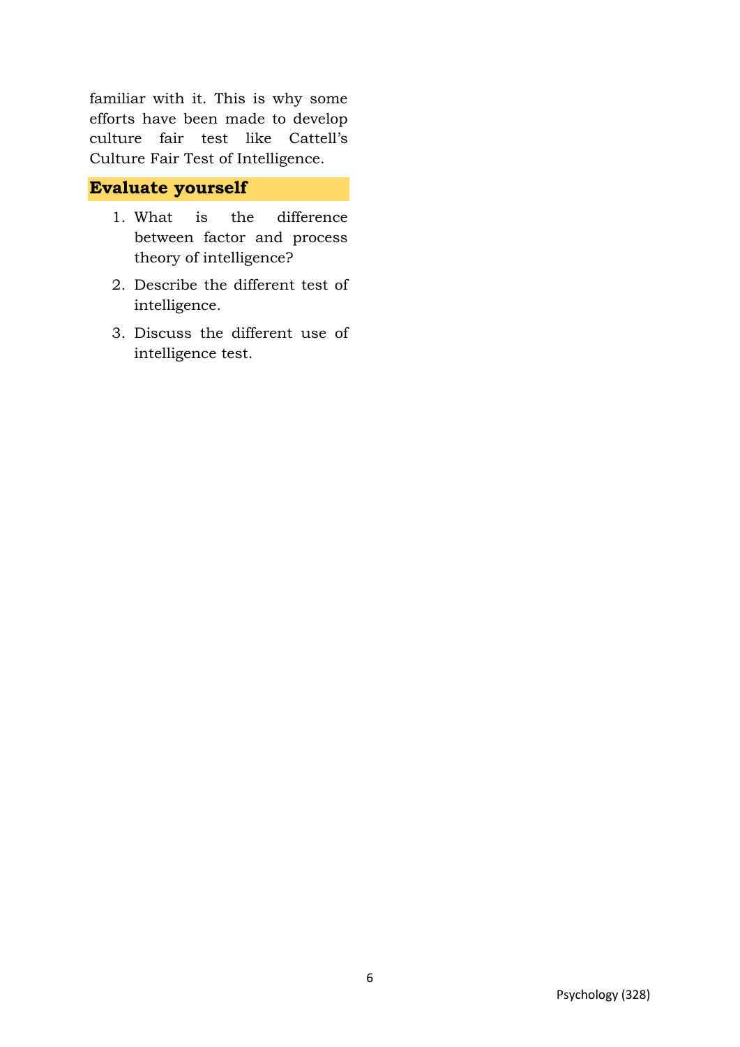familiar with it. This is why some efforts have been made to develop culture fair test like Cattell's Culture Fair Test of Intelligence.

## Evaluate yourself

1. What is the difference between factor and process theory of intelligence?
2. Describe the different test of intelligence.
3. Discuss the different use of intelligence test.